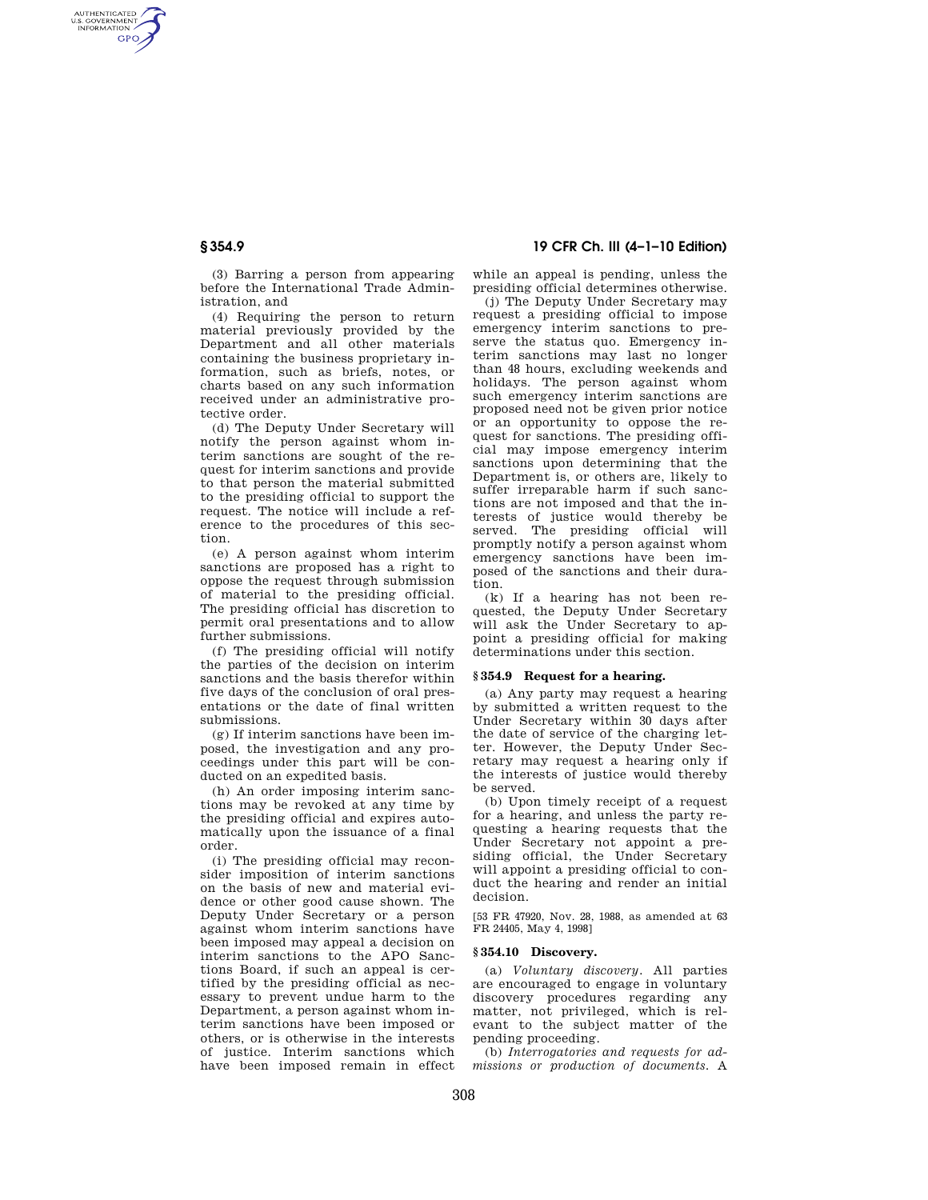(3) Barring a person from appearing before the International Trade Administration, and

(4) Requiring the person to return material previously provided by the Department and all other materials containing the business proprietary information, such as briefs, notes, or charts based on any such information received under an administrative protective order.

(d) The Deputy Under Secretary will notify the person against whom interim sanctions are sought of the request for interim sanctions and provide to that person the material submitted to the presiding official to support the request. The notice will include a reference to the procedures of this section.

(e) A person against whom interim sanctions are proposed has a right to oppose the request through submission of material to the presiding official. The presiding official has discretion to permit oral presentations and to allow further submissions.

(f) The presiding official will notify the parties of the decision on interim sanctions and the basis therefor within five days of the conclusion of oral presentations or the date of final written submissions.

(g) If interim sanctions have been imposed, the investigation and any proceedings under this part will be conducted on an expedited basis.

(h) An order imposing interim sanctions may be revoked at any time by the presiding official and expires automatically upon the issuance of a final order.

(i) The presiding official may reconsider imposition of interim sanctions on the basis of new and material evidence or other good cause shown. The Deputy Under Secretary or a person against whom interim sanctions have been imposed may appeal a decision on interim sanctions to the APO Sanctions Board, if such an appeal is certified by the presiding official as necessary to prevent undue harm to the Department, a person against whom interim sanctions have been imposed or others, or is otherwise in the interests of justice. Interim sanctions which have been imposed remain in effect while an appeal is pending, unless the presiding official determines otherwise.

(j) The Deputy Under Secretary may request a presiding official to impose emergency interim sanctions to preserve the status quo. Emergency interim sanctions may last no longer than 48 hours, excluding weekends and holidays. The person against whom such emergency interim sanctions are proposed need not be given prior notice or an opportunity to oppose the request for sanctions. The presiding official may impose emergency interim sanctions upon determining that the Department is, or others are, likely to suffer irreparable harm if such sanctions are not imposed and that the interests of justice would thereby be served. The presiding official will promptly notify a person against whom emergency sanctions have been imposed of the sanctions and their duration.

(k) If a hearing has not been requested, the Deputy Under Secretary will ask the Under Secretary to appoint a presiding official for making determinations under this section.

### § 354.9 Request for a hearing.

(a) Any party may request a hearing by submitted a written request to the Under Secretary within 30 days after the date of service of the charging letter. However, the Deputy Under Secretary may request a hearing only if the interests of justice would thereby be served.

(b) Upon timely receipt of a request for a hearing, and unless the party requesting a hearing requests that the Under Secretary not appoint a presiding official, the Under Secretary will appoint a presiding official to conduct the hearing and render an initial decision.

[53 FR 47920, Nov. 28, 1988, as amended at 63 FR 24405, May 4, 1998]

### § 354.10 Discovery.

(a) *Voluntary discovery.* All parties are encouraged to engage in voluntary discovery procedures regarding any matter, not privileged, which is relevant to the subject matter of the pending proceeding.

(b) *Interrogatories and requests for admissions or production of documents.* A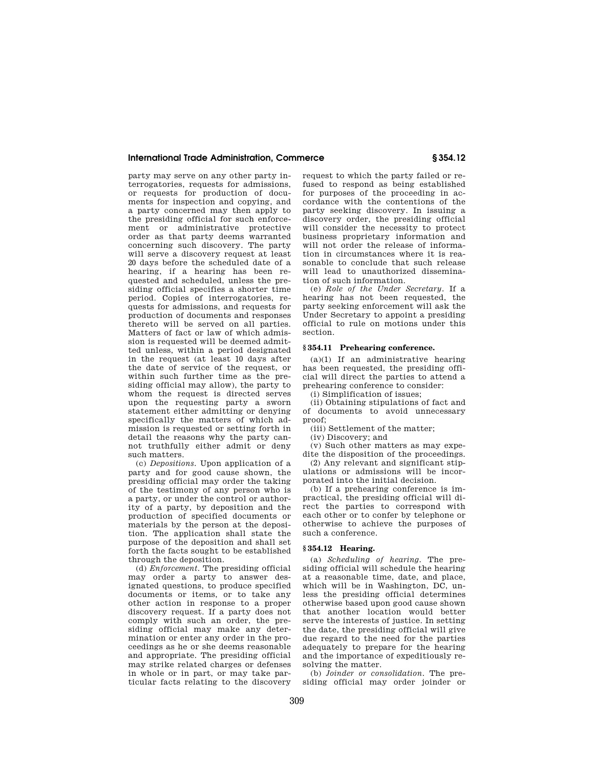party may serve on any other party interrogatories, requests for admissions, or requests for production of documents for inspection and copying, and a party concerned may then apply to the presiding official for such enforcement or administrative protective order as that party deems warranted concerning such discovery. The party will serve a discovery request at least 20 days before the scheduled date of a hearing, if a hearing has been requested and scheduled, unless the presiding official specifies a shorter time period. Copies of interrogatories, requests for admissions, and requests for production of documents and responses thereto will be served on all parties. Matters of fact or law of which admission is requested will be deemed admitted unless, within a period designated in the request (at least 10 days after the date of service of the request, or within such further time as the presiding official may allow), the party to whom the request is directed serves upon the requesting party a sworn statement either admitting or denying specifically the matters of which admission is requested or setting forth in detail the reasons why the party cannot truthfully either admit or deny such matters.

(c) *Depositions.* Upon application of a party and for good cause shown, the presiding official may order the taking of the testimony of any person who is a party, or under the control or authority of a party, by deposition and the production of specified documents or materials by the person at the deposition. The application shall state the purpose of the deposition and shall set forth the facts sought to be established through the deposition.

(d) *Enforcement.* The presiding official may order a party to answer designated questions, to produce specified documents or items, or to take any other action in response to a proper discovery request. If a party does not comply with such an order, the presiding official may make any determination or enter any order in the proceedings as he or she deems reasonable and appropriate. The presiding official may strike related charges or defenses in whole or in part, or may take particular facts relating to the discovery request to which the party failed or refused to respond as being established for purposes of the proceeding in accordance with the contentions of the party seeking discovery. In issuing a discovery order, the presiding official will consider the necessity to protect business proprietary information and will not order the release of information in circumstances where it is reasonable to conclude that such release will lead to unauthorized dissemination of such information.

(e) *Role of the Under Secretary.* If a hearing has not been requested, the party seeking enforcement will ask the Under Secretary to appoint a presiding official to rule on motions under this section.

### § 354.11 Prehearing conference.

(a)(1) If an administrative hearing has been requested, the presiding official will direct the parties to attend a prehearing conference to consider:

(i) Simplification of issues;

(ii) Obtaining stipulations of fact and of documents to avoid unnecessary proof;

(iii) Settlement of the matter;

(iv) Discovery; and

(v) Such other matters as may expedite the disposition of the proceedings.

(2) Any relevant and significant stipulations or admissions will be incorporated into the initial decision.

(b) If a prehearing conference is impractical, the presiding official will direct the parties to correspond with each other or to confer by telephone or otherwise to achieve the purposes of such a conference.

### § 354.12 Hearing.

(a) *Scheduling of hearing.* The presiding official will schedule the hearing at a reasonable time, date, and place, which will be in Washington, DC, unless the presiding official determines otherwise based upon good cause shown that another location would better serve the interests of justice. In setting the date, the presiding official will give due regard to the need for the parties adequately to prepare for the hearing and the importance of expeditiously resolving the matter.

(b) *Joinder or consolidation.* The presiding official may order joinder or